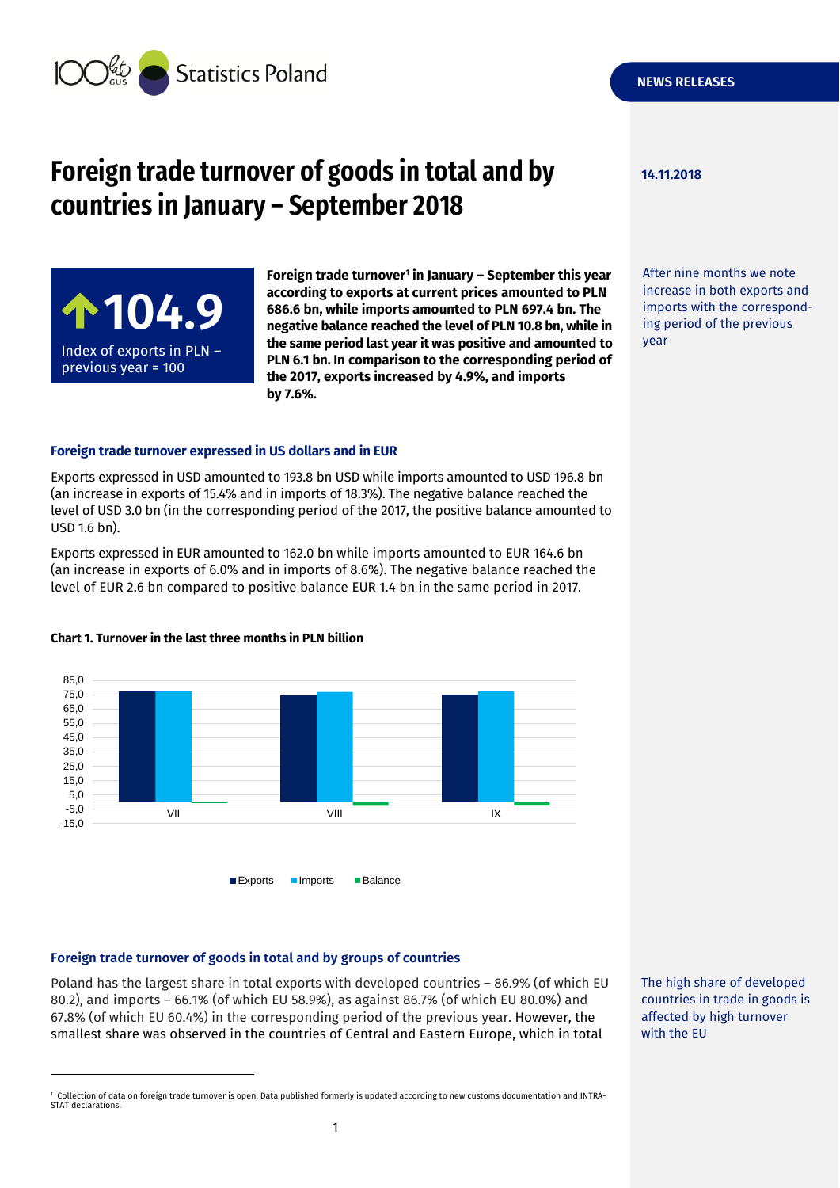Statistics Poland

NEWS RELEASES

# Foreign trade turnover of goods in total and by countries in January – September 2018

14.11.2018

**104.9**

Index of exports in PLN – previous year = 100

**Foreign trade turnover[1] in January – September this year according to exports at current prices amounted to PLN 686.6 bn, while imports amounted to PLN 697.4 bn. The negative balance reached the level of PLN 10.8 bn, while in the same period last year it was positive and amounted to PLN 6.1 bn. In comparison to the corresponding period of the 2017, exports increased by 4.9%, and imports by 7.6%.**

After nine months we note increase in both exports and imports with the corresponding period of the previous year

### Foreign trade turnover expressed in US dollars and in EUR

Exports expressed in USD amounted to 193.8 bn USD while imports amounted to USD 196.8 bn (an increase in exports of 15.4% and in imports of 18.3%). The negative balance reached the level of USD 3.0 bn (in the corresponding period of the 2017, the positive balance amounted to USD 1.6 bn).

Exports expressed in EUR amounted to 162.0 bn while imports amounted to EUR 164.6 bn (an increase in exports of 6.0% and in imports of 8.6%). The negative balance reached the level of EUR 2.6 bn compared to positive balance EUR 1.4 bn in the same period in 2017.

**Chart 1. Turnover in the last three months in PLN billion**

### Foreign trade turnover of goods in total and by groups of countries

Poland has the largest share in total exports with developed countries – 86.9% (of which EU 80.2), and imports – 66.1% (of which EU 58.9%), as against 86.7% (of which EU 80.0%) and 67.8% (of which EU 60.4%) in the corresponding period of the previous year. However, the smallest share was observed in the countries of Central and Eastern Europe, which in total

The high share of developed countries in trade in goods is affected by high turnover with the EU

[1] Collection of data on foreign trade turnover is open. Data published formerly is updated according to new customs documentation and INTRA-STAT declarations.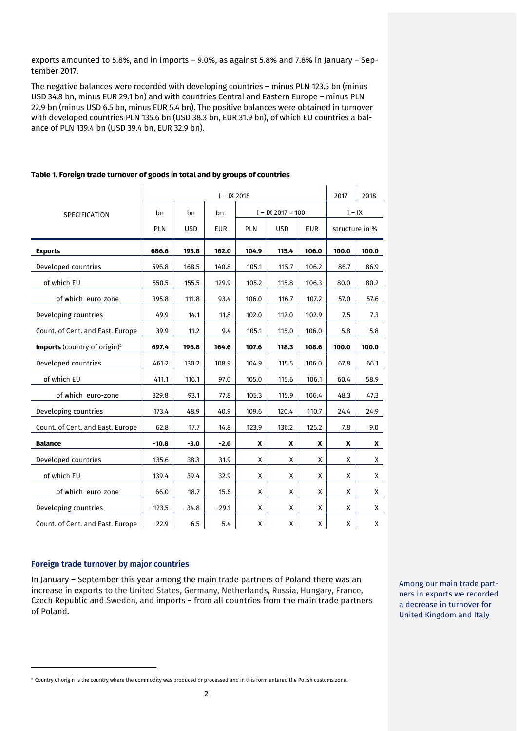exports amounted to 5.8%, and in imports – 9.0%, as against 5.8% and 7.8% in January – September 2017.

The negative balances were recorded with developing countries – minus PLN 123.5 bn (minus USD 34.8 bn, minus EUR 29.1 bn) and with countries Central and Eastern Europe – minus PLN 22.9 bn (minus USD 6.5 bn, minus EUR 5.4 bn). The positive balances were obtained in turnover with developed countries PLN 135.6 bn (USD 38.3 bn, EUR 31.9 bn), of which EU countries a balance of PLN 139.4 bn (USD 39.4 bn, EUR 32.9 bn).

**Table 1. Foreign trade turnover of goods in total and by groups of countries**

| SPECIFICATION | I – IX 2018 | | | | | | 2017 | 2018 |
|---|---|---|---|---|---|---|---|---|
| | bn | bn | bn | I – IX 2017 = 100 | | | I – IX | |
| | PLN | USD | EUR | PLN | USD | EUR | structure in % | |
| **Exports** | **686.6** | **193.8** | **162.0** | **104.9** | **115.4** | **106.0** | **100.0** | **100.0** |
| Developed countries | 596.8 | 168.5 | 140.8 | 105.1 | 115.7 | 106.2 | 86.7 | 86.9 |
| of which EU | 550.5 | 155.5 | 129.9 | 105.2 | 115.8 | 106.3 | 80.0 | 80.2 |
| of which euro-zone | 395.8 | 111.8 | 93.4 | 106.0 | 116.7 | 107.2 | 57.0 | 57.6 |
| Developing countries | 49.9 | 14.1 | 11.8 | 102.0 | 112.0 | 102.9 | 7.5 | 7.3 |
| Count. of Cent. and East. Europe | 39.9 | 11.2 | 9.4 | 105.1 | 115.0 | 106.0 | 5.8 | 5.8 |
| **Imports** (country of origin)[2] | **697.4** | **196.8** | **164.6** | **107.6** | **118.3** | **108.6** | **100.0** | **100.0** |
| Developed countries | 461.2 | 130.2 | 108.9 | 104.9 | 115.5 | 106.0 | 67.8 | 66.1 |
| of which EU | 411.1 | 116.1 | 97.0 | 105.0 | 115.6 | 106.1 | 60.4 | 58.9 |
| of which euro-zone | 329.8 | 93.1 | 77.8 | 105.3 | 115.9 | 106.4 | 48.3 | 47.3 |
| Developing countries | 173.4 | 48.9 | 40.9 | 109.6 | 120.4 | 110.7 | 24.4 | 24.9 |
| Count. of Cent. and East. Europe | 62.8 | 17.7 | 14.8 | 123.9 | 136.2 | 125.2 | 7.8 | 9.0 |
| **Balance** | **-10.8** | **-3.0** | **-2.6** | **x** | **x** | **x** | **x** | **x** |
| Developed countries | 135.6 | 38.3 | 31.9 | x | x | x | x | x |
| of which EU | 139.4 | 39.4 | 32.9 | x | x | x | x | x |
| of which euro-zone | 66.0 | 18.7 | 15.6 | x | x | x | x | x |
| Developing countries | -123.5 | -34.8 | -29.1 | x | x | x | x | x |
| Count. of Cent. and East. Europe | -22.9 | -6.5 | -5.4 | x | x | x | x | x |

### Foreign trade turnover by major countries

In January – September this year among the main trade partners of Poland there was an increase in exports to the United States, Germany, Netherlands, Russia, Hungary, France, Czech Republic and Sweden, and imports – from all countries from the main trade partners of Poland.

Among our main trade partners in exports we recorded a decrease in turnover for United Kingdom and Italy

[2] Country of origin is the country where the commodity was produced or processed and in this form entered the Polish customs zone.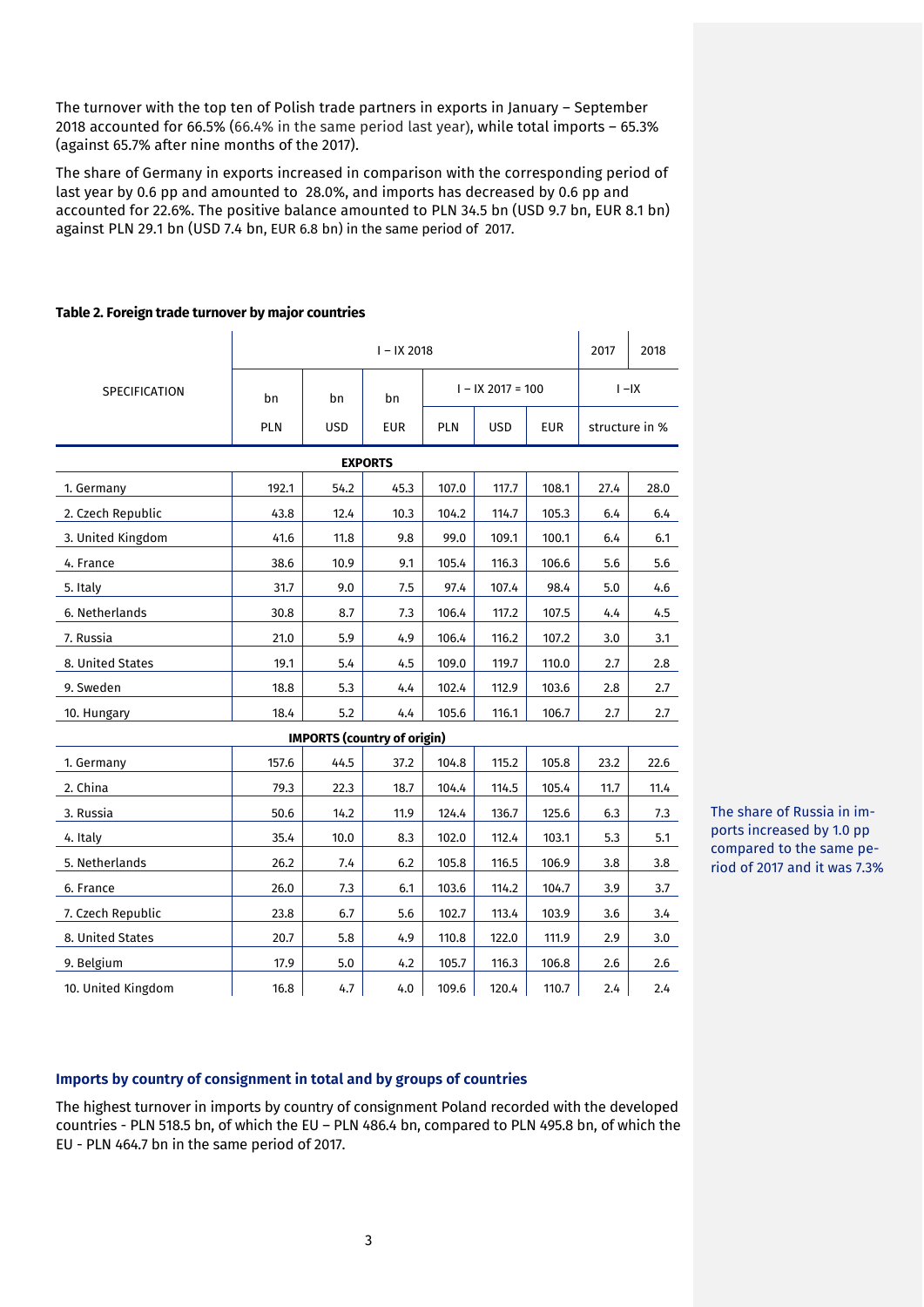The turnover with the top ten of Polish trade partners in exports in January – September 2018 accounted for 66.5% (66.4% in the same period last year), while total imports – 65.3% (against 65.7% after nine months of the 2017).

The share of Germany in exports increased in comparison with the corresponding period of last year by 0.6 pp and amounted to 28.0%, and imports has decreased by 0.6 pp and accounted for 22.6%. The positive balance amounted to PLN 34.5 bn (USD 9.7 bn, EUR 8.1 bn) against PLN 29.1 bn (USD 7.4 bn, EUR 6.8 bn) in the same period of 2017.

**Table 2. Foreign trade turnover by major countries**

| SPECIFICATION | I – IX 2018 | | | | | | 2017 | 2018 |
|---|---|---|---|---|---|---|---|---|
| | bn | bn | bn | I – IX 2017 = 100 | | | I –IX | |
| | PLN | USD | EUR | PLN | USD | EUR | structure in % | |
| **EXPORTS** | | | | | | | | |
| 1. Germany | 192.1 | 54.2 | 45.3 | 107.0 | 117.7 | 108.1 | 27.4 | 28.0 |
| 2. Czech Republic | 43.8 | 12.4 | 10.3 | 104.2 | 114.7 | 105.3 | 6.4 | 6.4 |
| 3. United Kingdom | 41.6 | 11.8 | 9.8 | 99.0 | 109.1 | 100.1 | 6.4 | 6.1 |
| 4. France | 38.6 | 10.9 | 9.1 | 105.4 | 116.3 | 106.6 | 5.6 | 5.6 |
| 5. Italy | 31.7 | 9.0 | 7.5 | 97.4 | 107.4 | 98.4 | 5.0 | 4.6 |
| 6. Netherlands | 30.8 | 8.7 | 7.3 | 106.4 | 117.2 | 107.5 | 4.4 | 4.5 |
| 7. Russia | 21.0 | 5.9 | 4.9 | 106.4 | 116.2 | 107.2 | 3.0 | 3.1 |
| 8. United States | 19.1 | 5.4 | 4.5 | 109.0 | 119.7 | 110.0 | 2.7 | 2.8 |
| 9. Sweden | 18.8 | 5.3 | 4.4 | 102.4 | 112.9 | 103.6 | 2.8 | 2.7 |
| 10. Hungary | 18.4 | 5.2 | 4.4 | 105.6 | 116.1 | 106.7 | 2.7 | 2.7 |
| **IMPORTS (country of origin)** | | | | | | | | |
| 1. Germany | 157.6 | 44.5 | 37.2 | 104.8 | 115.2 | 105.8 | 23.2 | 22.6 |
| 2. China | 79.3 | 22.3 | 18.7 | 104.4 | 114.5 | 105.4 | 11.7 | 11.4 |
| 3. Russia | 50.6 | 14.2 | 11.9 | 124.4 | 136.7 | 125.6 | 6.3 | 7.3 |
| 4. Italy | 35.4 | 10.0 | 8.3 | 102.0 | 112.4 | 103.1 | 5.3 | 5.1 |
| 5. Netherlands | 26.2 | 7.4 | 6.2 | 105.8 | 116.5 | 106.9 | 3.8 | 3.8 |
| 6. France | 26.0 | 7.3 | 6.1 | 103.6 | 114.2 | 104.7 | 3.9 | 3.7 |
| 7. Czech Republic | 23.8 | 6.7 | 5.6 | 102.7 | 113.4 | 103.9 | 3.6 | 3.4 |
| 8. United States | 20.7 | 5.8 | 4.9 | 110.8 | 122.0 | 111.9 | 2.9 | 3.0 |
| 9. Belgium | 17.9 | 5.0 | 4.2 | 105.7 | 116.3 | 106.8 | 2.6 | 2.6 |
| 10. United Kingdom | 16.8 | 4.7 | 4.0 | 109.6 | 120.4 | 110.7 | 2.4 | 2.4 |

The share of Russia in imports increased by 1.0 pp compared to the same period of 2017 and it was 7.3%

## Imports by country of consignment in total and by groups of countries

The highest turnover in imports by country of consignment Poland recorded with the developed countries - PLN 518.5 bn, of which the EU – PLN 486.4 bn, compared to PLN 495.8 bn, of which the EU - PLN 464.7 bn in the same period of 2017.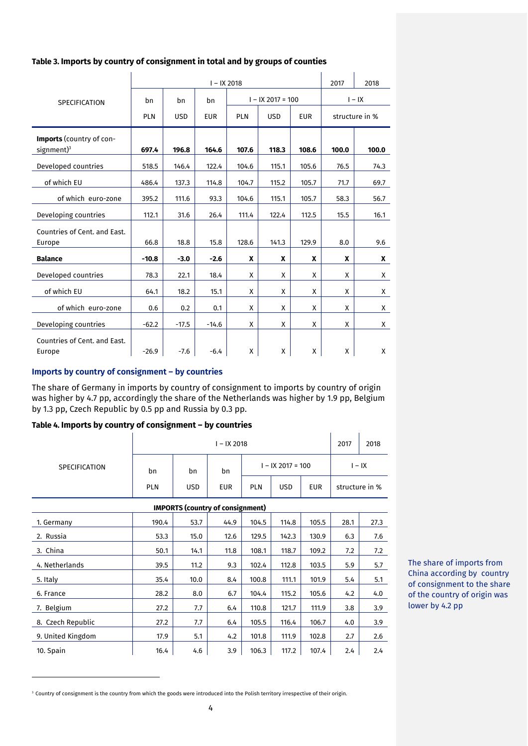**Table 3. Imports by country of consignment in total and by groups of counties**

| SPECIFICATION | I – IX 2018 | | | | | | 2017 | 2018 |
|---|---|---|---|---|---|---|---|---|
| | bn | bn | bn | I – IX 2017 = 100 | | | I – IX | |
| | PLN | USD | EUR | PLN | USD | EUR | structure in % | |
| **Imports** (country of consignment)[3] | **697.4** | **196.8** | **164.6** | **107.6** | **118.3** | **108.6** | **100.0** | **100.0** |
| Developed countries | 518.5 | 146.4 | 122.4 | 104.6 | 115.1 | 105.6 | 76.5 | 74.3 |
| of which EU | 486.4 | 137.3 | 114.8 | 104.7 | 115.2 | 105.7 | 71.7 | 69.7 |
| of which euro-zone | 395.2 | 111.6 | 93.3 | 104.6 | 115.1 | 105.7 | 58.3 | 56.7 |
| Developing countries | 112.1 | 31.6 | 26.4 | 111.4 | 122.4 | 112.5 | 15.5 | 16.1 |
| Countries of Cent. and East. Europe | 66.8 | 18.8 | 15.8 | 128.6 | 141.3 | 129.9 | 8.0 | 9.6 |
| **Balance** | **-10.8** | **-3.0** | **-2.6** | **x** | **x** | **x** | **x** | **x** |
| Developed countries | 78.3 | 22.1 | 18.4 | x | x | x | x | x |
| of which EU | 64.1 | 18.2 | 15.1 | x | x | x | x | x |
| of which euro-zone | 0.6 | 0.2 | 0.1 | x | x | x | x | x |
| Developing countries | -62.2 | -17.5 | -14.6 | x | x | x | x | x |
| Countries of Cent. and East. Europe | -26.9 | -7.6 | -6.4 | x | x | x | x | x |

### Imports by country of consignment – by countries

The share of Germany in imports by country of consignment to imports by country of origin was higher by 4.7 pp, accordingly the share of the Netherlands was higher by 1.9 pp, Belgium by 1.3 pp, Czech Republic by 0.5 pp and Russia by 0.3 pp.

**Table 4. Imports by country of consignment – by countries**

| SPECIFICATION | I – IX 2018 | | | | | | 2017 | 2018 |
|---|---|---|---|---|---|---|---|---|
| | bn | bn | bn | I – IX 2017 = 100 | | | I – IX | |
| | PLN | USD | EUR | PLN | USD | EUR | structure in % | |
| **IMPORTS (country of consignment)** | | | | | | | | |
| 1. Germany | 190.4 | 53.7 | 44.9 | 104.5 | 114.8 | 105.5 | 28.1 | 27.3 |
| 2. Russia | 53.3 | 15.0 | 12.6 | 129.5 | 142.3 | 130.9 | 6.3 | 7.6 |
| 3. China | 50.1 | 14.1 | 11.8 | 108.1 | 118.7 | 109.2 | 7.2 | 7.2 |
| 4. Netherlands | 39.5 | 11.2 | 9.3 | 102.4 | 112.8 | 103.5 | 5.9 | 5.7 |
| 5. Italy | 35.4 | 10.0 | 8.4 | 100.8 | 111.1 | 101.9 | 5.4 | 5.1 |
| 6. France | 28.2 | 8.0 | 6.7 | 104.4 | 115.2 | 105.6 | 4.2 | 4.0 |
| 7. Belgium | 27.2 | 7.7 | 6.4 | 110.8 | 121.7 | 111.9 | 3.8 | 3.9 |
| 8. Czech Republic | 27.2 | 7.7 | 6.4 | 105.5 | 116.4 | 106.7 | 4.0 | 3.9 |
| 9. United Kingdom | 17.9 | 5.1 | 4.2 | 101.8 | 111.9 | 102.8 | 2.7 | 2.6 |
| 10. Spain | 16.4 | 4.6 | 3.9 | 106.3 | 117.2 | 107.4 | 2.4 | 2.4 |

The share of imports from China according by country of consignment to the share of the country of origin was lower by 4.2 pp

[3] Country of consignment is the country from which the goods were introduced into the Polish territory irrespective of their origin.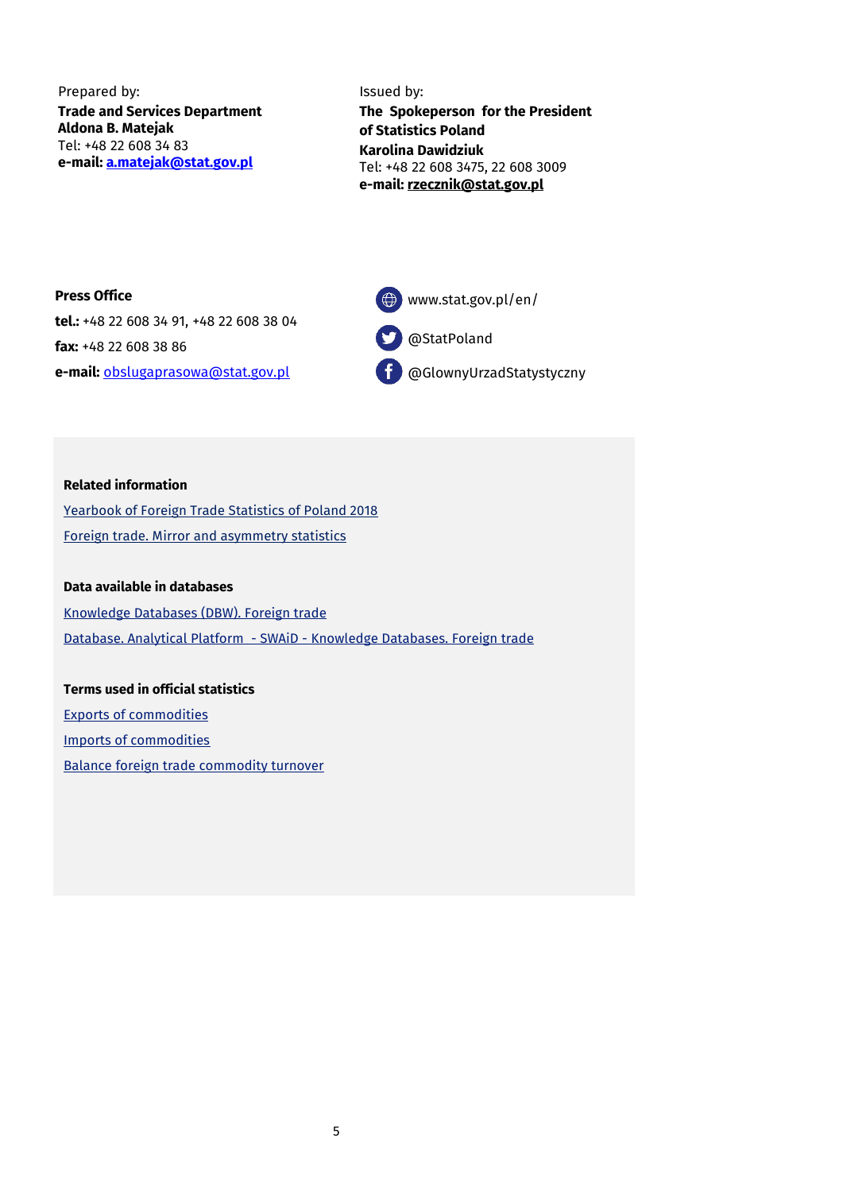Prepared by:
**Trade and Services Department**
**Aldona B. Matejak**
Tel: +48 22 608 34 83
**e-mail: a.matejak@stat.gov.pl**

Issued by:
**The Spokeperson for the President of Statistics Poland**
**Karolina Dawidziuk**
Tel: +48 22 608 3475, 22 608 3009
**e-mail: rzecznik@stat.gov.pl**

**Press Office**

**tel.:** +48 22 608 34 91, +48 22 608 38 04

**fax:** +48 22 608 38 86

**e-mail:** obslugaprasowa@stat.gov.pl

www.stat.gov.pl/en/

@StatPoland

@GlownyUrzadStatystyczny

**Related information**

Yearbook of Foreign Trade Statistics of Poland 2018

Foreign trade. Mirror and asymmetry statistics

**Data available in databases**

Knowledge Databases (DBW). Foreign trade

Database. Analytical Platform - SWAiD - Knowledge Databases. Foreign trade

**Terms used in official statistics**

Exports of commodities

Imports of commodities

Balance foreign trade commodity turnover